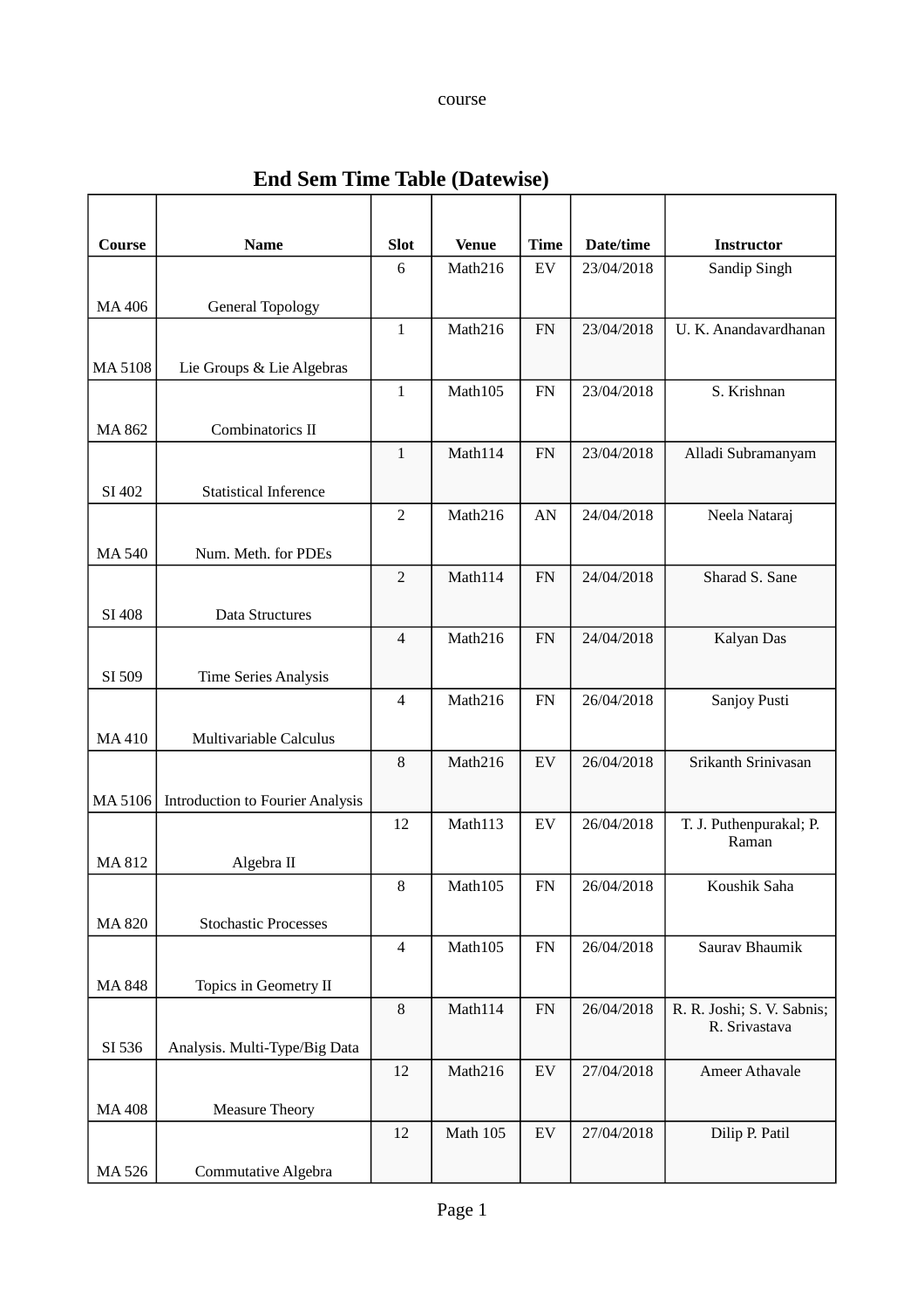course

## End Sem Time Table (Datewise)

| Course | Name | Slot | Venue | Time | Date/time | Instructor |
|---|---|---|---|---|---|---|
| MA 406 | General Topology | 6 | Math216 | EV | 23/04/2018 | Sandip Singh |
| MA 5108 | Lie Groups & Lie Algebras | 1 | Math216 | FN | 23/04/2018 | U. K. Anandavardhanan |
| MA 862 | Combinatorics II | 1 | Math105 | FN | 23/04/2018 | S. Krishnan |
| SI 402 | Statistical Inference | 1 | Math114 | FN | 23/04/2018 | Alladi Subramanyam |
| MA 540 | Num. Meth. for PDEs | 2 | Math216 | AN | 24/04/2018 | Neela Nataraj |
| SI 408 | Data Structures | 2 | Math114 | FN | 24/04/2018 | Sharad S. Sane |
| SI 509 | Time Series Analysis | 4 | Math216 | FN | 24/04/2018 | Kalyan Das |
| MA 410 | Multivariable Calculus | 4 | Math216 | FN | 26/04/2018 | Sanjoy Pusti |
| MA 5106 | Introduction to Fourier Analysis | 8 | Math216 | EV | 26/04/2018 | Srikanth Srinivasan |
| MA 812 | Algebra II | 12 | Math113 | EV | 26/04/2018 | T. J. Puthenpurakal; P. Raman |
| MA 820 | Stochastic Processes | 8 | Math105 | FN | 26/04/2018 | Koushik Saha |
| MA 848 | Topics in Geometry II | 4 | Math105 | FN | 26/04/2018 | Saurav Bhaumik |
| SI 536 | Analysis. Multi-Type/Big Data | 8 | Math114 | FN | 26/04/2018 | R. R. Joshi; S. V. Sabnis; R. Srivastava |
| MA 408 | Measure Theory | 12 | Math216 | EV | 27/04/2018 | Ameer Athavale |
| MA 526 | Commutative Algebra | 12 | Math 105 | EV | 27/04/2018 | Dilip P. Patil |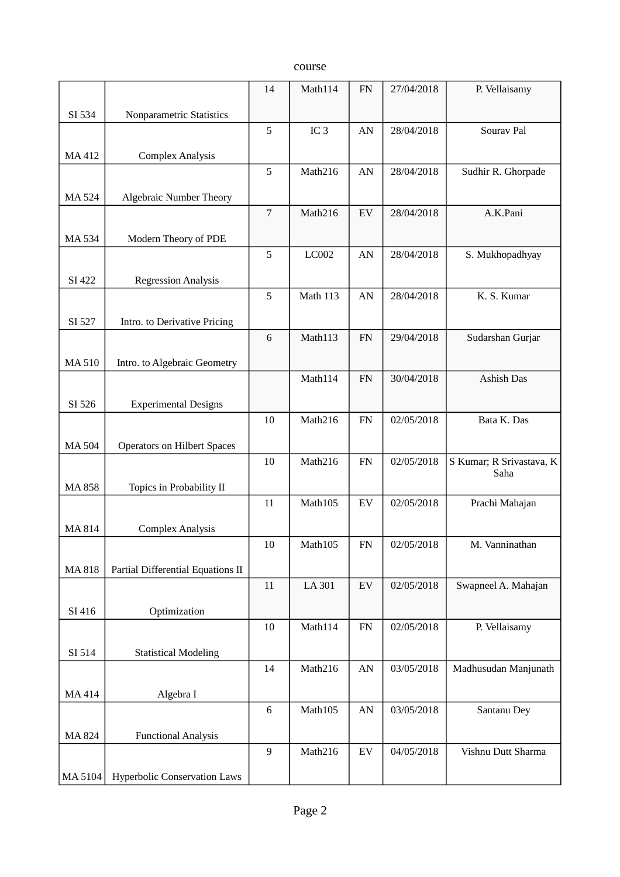| SI 534 | Nonparametric Statistics | 14 | Math114 | FN | 27/04/2018 | P. Vellaisamy |
|---|---|---|---|---|---|---|
| MA 412 | Complex Analysis | 5 | IC 3 | AN | 28/04/2018 | Sourav Pal |
| MA 524 | Algebraic Number Theory | 5 | Math216 | AN | 28/04/2018 | Sudhir R. Ghorpade |
| MA 534 | Modern Theory of PDE | 7 | Math216 | EV | 28/04/2018 | A.K.Pani |
| SI 422 | Regression Analysis | 5 | LC002 | AN | 28/04/2018 | S. Mukhopadhyay |
| SI 527 | Intro. to Derivative Pricing | 5 | Math 113 | AN | 28/04/2018 | K. S. Kumar |
| MA 510 | Intro. to Algebraic Geometry | 6 | Math113 | FN | 29/04/2018 | Sudarshan Gurjar |
| SI 526 | Experimental Designs | | Math114 | FN | 30/04/2018 | Ashish Das |
| MA 504 | Operators on Hilbert Spaces | 10 | Math216 | FN | 02/05/2018 | Bata K. Das |
| MA 858 | Topics in Probability II | 10 | Math216 | FN | 02/05/2018 | S Kumar; R Srivastava, K Saha |
| MA 814 | Complex Analysis | 11 | Math105 | EV | 02/05/2018 | Prachi Mahajan |
| MA 818 | Partial Differential Equations II | 10 | Math105 | FN | 02/05/2018 | M. Vanninathan |
| SI 416 | Optimization | 11 | LA 301 | EV | 02/05/2018 | Swapneel A. Mahajan |
| SI 514 | Statistical Modeling | 10 | Math114 | FN | 02/05/2018 | P. Vellaisamy |
| MA 414 | Algebra I | 14 | Math216 | AN | 03/05/2018 | Madhusudan Manjunath |
| MA 824 | Functional Analysis | 6 | Math105 | AN | 03/05/2018 | Santanu Dey |
| MA 5104 | Hyperbolic Conservation Laws | 9 | Math216 | EV | 04/05/2018 | Vishnu Dutt Sharma |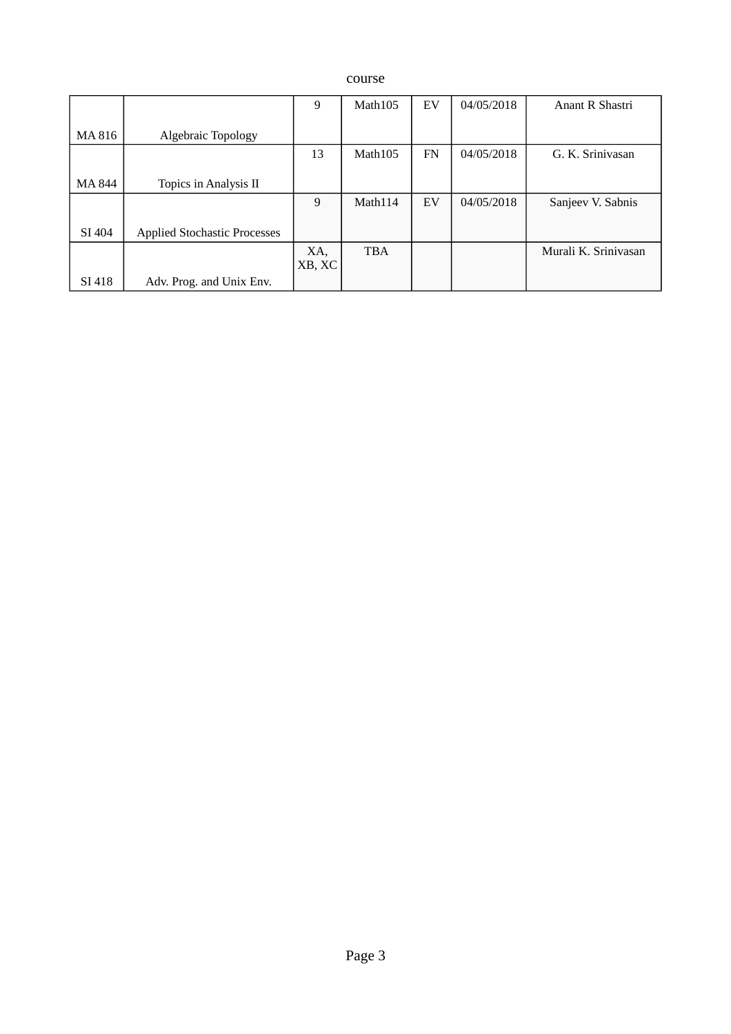course

| | | | | | | |
|---|---|---|---|---|---|---|
| MA 816 | Algebraic Topology | 9 | Math105 | EV | 04/05/2018 | Anant R Shastri |
| MA 844 | Topics in Analysis II | 13 | Math105 | FN | 04/05/2018 | G. K. Srinivasan |
| SI 404 | Applied Stochastic Processes | 9 | Math114 | EV | 04/05/2018 | Sanjeev V. Sabnis |
| SI 418 | Adv. Prog. and Unix Env. | XA, XB, XC | TBA | | | Murali K. Srinivasan |